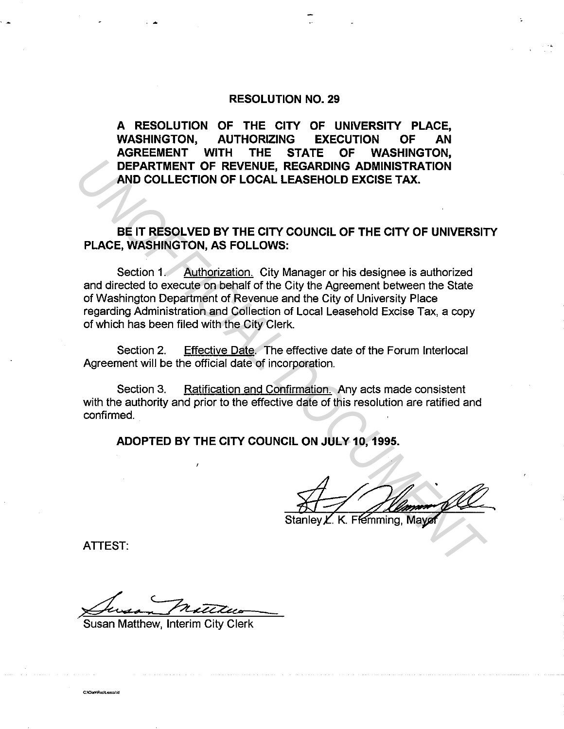# RESOLUTION NO. 29

**A RESOLUTION OF THE CITY OF UNIVERSITY PLACE, WASHINGTON, AUTHORIZING EXECUTION OF AN AGREEMENT WITH THE STATE OF WASHINGTON, DEPARTMENT OF REVENUE, REGARDING ADMINISTRATION AND COLLECTION OF LOCAL LEASEHOLD EXCISE TAX.**

**BE IT RESOLVED BY THE CITY COUNCIL OF THE CITY OF UNIVERSITY PLACE, WASHINGTON, AS FOLLOWS:**

Section 1. Authorization. City Manager or his designee is authorized and directed to execute on behalf of the City the Agreement between the State of Washington Department of Revenue and the City of University Place regarding Administration and Collection of Local Leasehold Excise Tax, a copy of which has been filed with the City Clerk.

Section 2. Effective Date. The effective date of the Forum Interlocal Agreement will be the official date of incorporation.

Section 3. Ratification and Confirmation. Any acts made consistent with the authority and prior to the effective date of this resolution are ratified and confirmed.

**ADOPTED BY THE CITY COUNCIL ON JULY 10, 1995.**

Stanley L. K. Flemming, Mayor

ATTEST:

Susan Matthew, Interim City Clerk

C:\Clerk\Res\Leasehld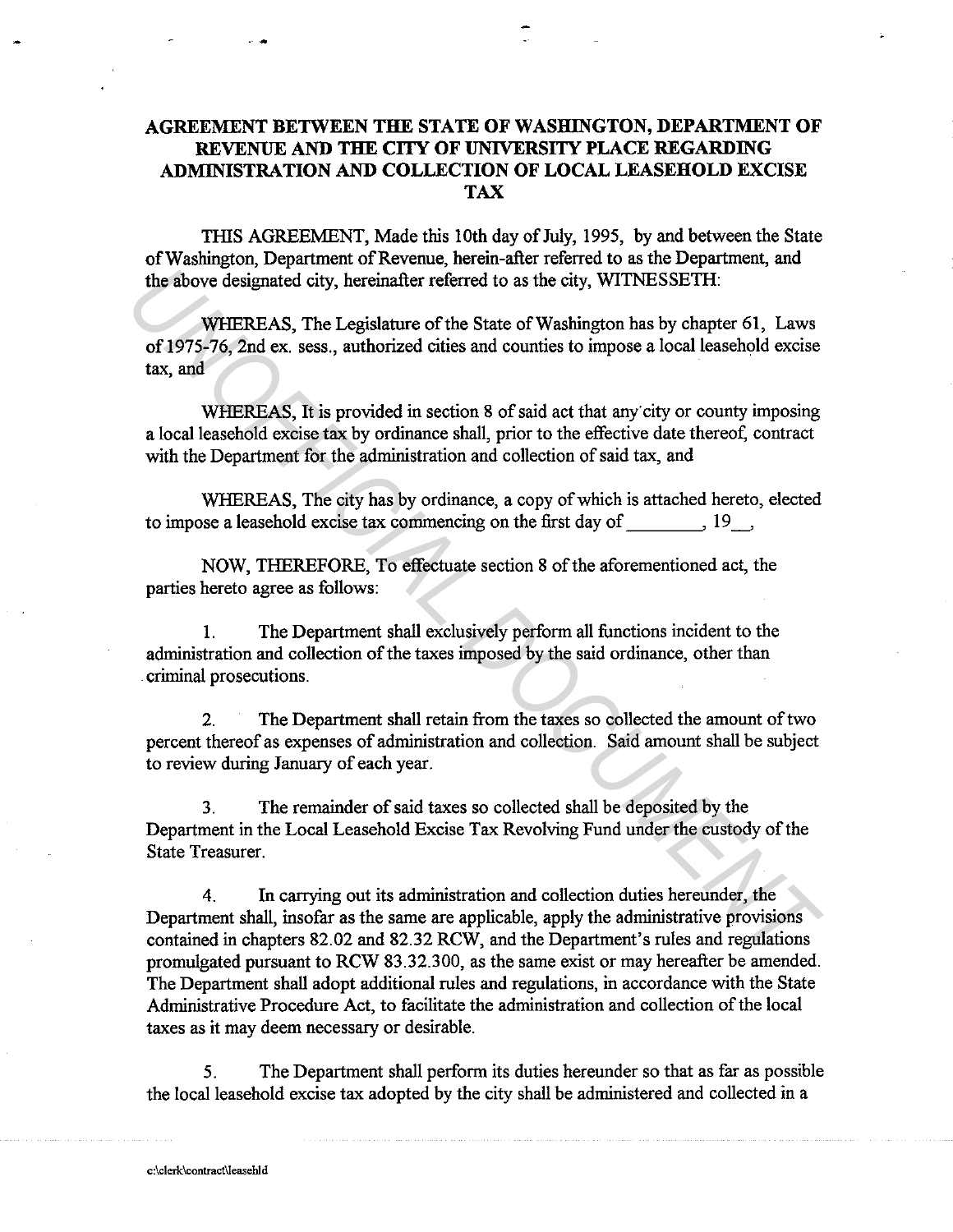# AGREEMENT BETWEEN THE STATE OF WASHINGTON, DEPARTMENT OF REVENUE AND THE CITY OF UNIVERSITY PLACE REGARDING ADMINISTRATION AND COLLECTION OF LOCAL LEASEHOLD EXCISE TAX

THIS AGREEMENT, Made this 10th day of July, 1995, by and between the State of Washington, Department of Revenue, herein-after referred to as the Department, and the above designated city, hereinafter referred to as the city, WITNESSETH:

WHEREAS, The Legislature of the State of Washington has by chapter 61, Laws of 1975-76, 2nd ex. sess., authorized cities and counties to impose a local leasehold excise tax, and

WHEREAS, It is provided in section 8 of said act that any city or county imposing a local leasehold excise tax by ordinance shall, prior to the effective date thereof, contract with the Department for the administration and collection of said tax, and

WHEREAS, The city has by ordinance, a copy of which is attached hereto, elected to impose a leasehold excise tax commencing on the first day of ________, 19__,

NOW, THEREFORE, To effectuate section 8 of the aforementioned act, the parties hereto agree as follows:

1. The Department shall exclusively perform all functions incident to the administration and collection of the taxes imposed by the said ordinance, other than criminal prosecutions.

2. The Department shall retain from the taxes so collected the amount of two percent thereof as expenses of administration and collection. Said amount shall be subject to review during January of each year.

3. The remainder of said taxes so collected shall be deposited by the Department in the Local Leasehold Excise Tax Revolving Fund under the custody of the State Treasurer.

4. In carrying out its administration and collection duties hereunder, the Department shall, insofar as the same are applicable, apply the administrative provisions contained in chapters 82.02 and 82.32 RCW, and the Department's rules and regulations promulgated pursuant to RCW 83.32.300, as the same exist or may hereafter be amended. The Department shall adopt additional rules and regulations, in accordance with the State Administrative Procedure Act, to facilitate the administration and collection of the local taxes as it may deem necessary or desirable.

5. The Department shall perform its duties hereunder so that as far as possible the local leasehold excise tax adopted by the city shall be administered and collected in a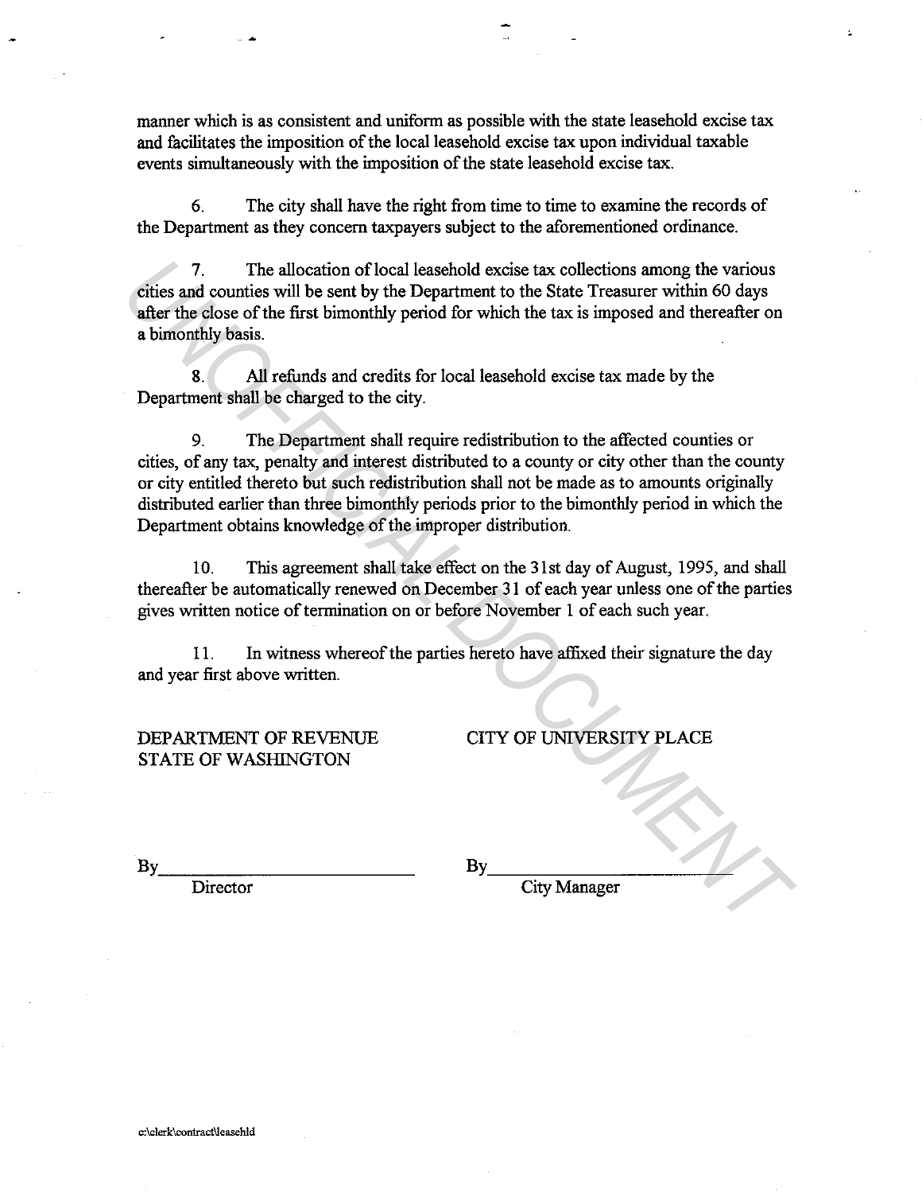manner which is as consistent and uniform as possible with the state leasehold excise tax and facilitates the imposition of the local leasehold excise tax upon individual taxable events simultaneously with the imposition of the state leasehold excise tax.

6. The city shall have the right from time to time to examine the records of the Department as they concern taxpayers subject to the aforementioned ordinance.

7. The allocation of local leasehold excise tax collections among the various cities and counties will be sent by the Department to the State Treasurer within 60 days after the close of the first bimonthly period for which the tax is imposed and thereafter on a bimonthly basis.

8. All refunds and credits for local leasehold excise tax made by the Department shall be charged to the city.

9. The Department shall require redistribution to the affected counties or cities, of any tax, penalty and interest distributed to a county or city other than the county or city entitled thereto but such redistribution shall not be made as to amounts originally distributed earlier than three bimonthly periods prior to the bimonthly period in which the Department obtains knowledge of the improper distribution.

10. This agreement shall take effect on the 31st day of August, 1995, and shall thereafter be automatically renewed on December 31 of each year unless one of the parties gives written notice of termination on or before November 1 of each such year.

11. In witness whereof the parties hereto have affixed their signature the day and year first above written.

DEPARTMENT OF REVENUE
STATE OF WASHINGTON

By_______________________
Director

CITY OF UNIVERSITY PLACE

By_______________________
City Manager

c:\clerk\contract\leasehld